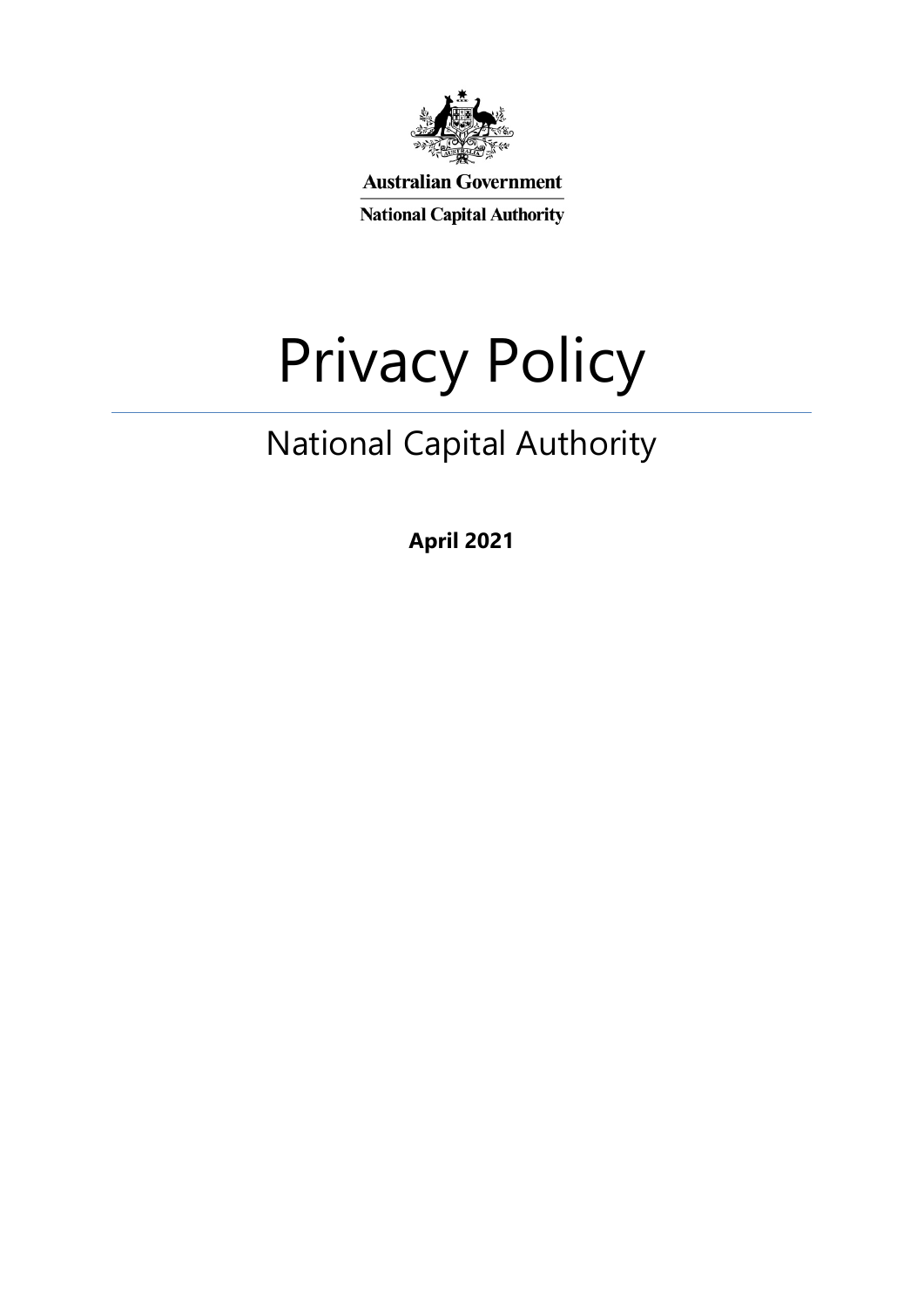Australian Government

National Capital Authority

# Privacy Policy

## National Capital Authority

**April 2021**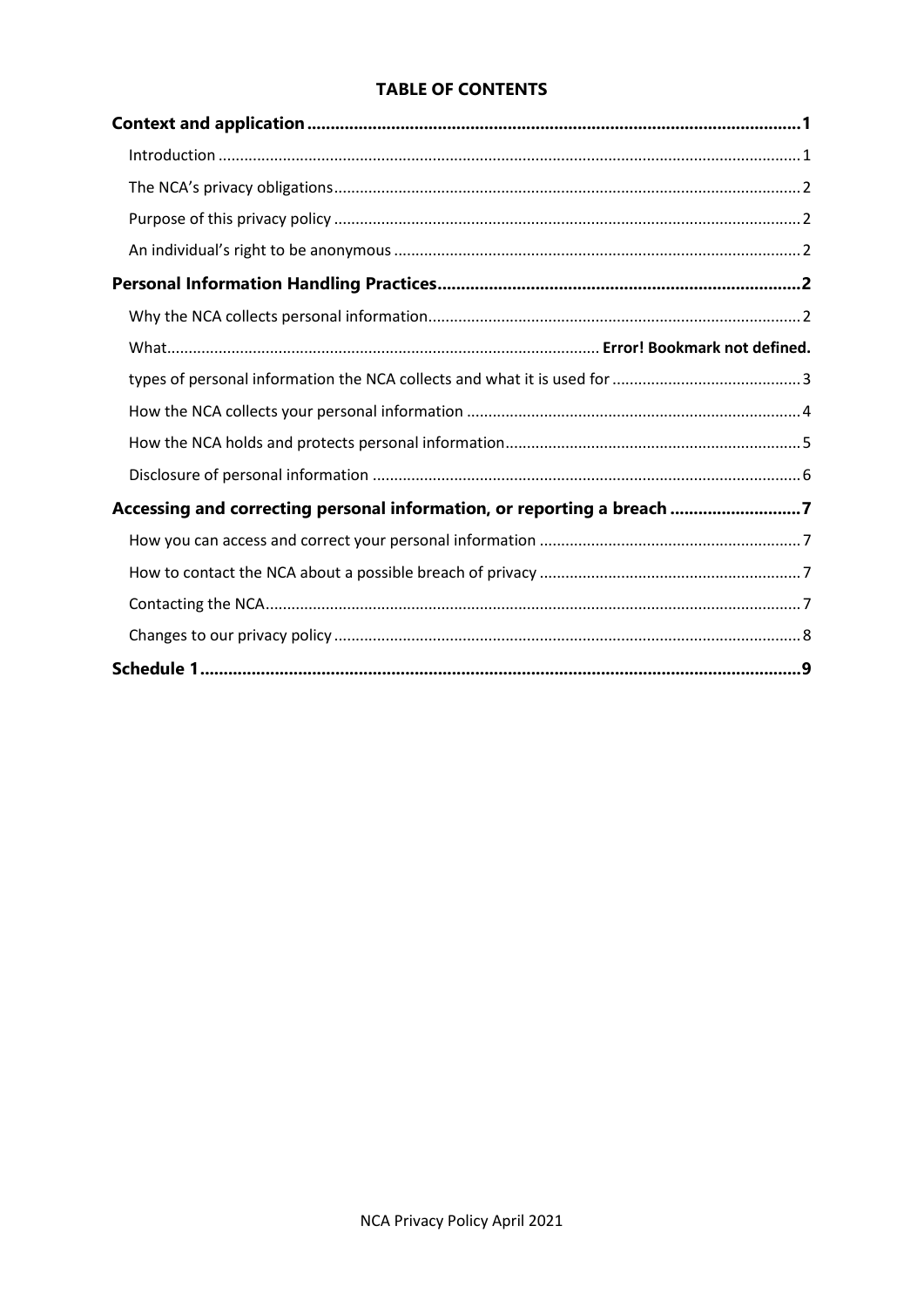**TABLE OF CONTENTS**

**Context and application** ........................................................ **1**

Introduction ........................................................ 1

The NCA's privacy obligations ........................................................ 2

Purpose of this privacy policy ........................................................ 2

An individual's right to be anonymous ........................................................ 2

**Personal Information Handling Practices** ........................................................ **2**

Why the NCA collects personal information ........................................................ 2

What ........................................................ **Error! Bookmark not defined.**

types of personal information the NCA collects and what it is used for ........................................................ 3

How the NCA collects your personal information ........................................................ 4

How the NCA holds and protects personal information ........................................................ 5

Disclosure of personal information ........................................................ 6

**Accessing and correcting personal information, or reporting a breach** ........................................................ **7**

How you can access and correct your personal information ........................................................ 7

How to contact the NCA about a possible breach of privacy ........................................................ 7

Contacting the NCA ........................................................ 7

Changes to our privacy policy ........................................................ 8

**Schedule 1** ........................................................ **9**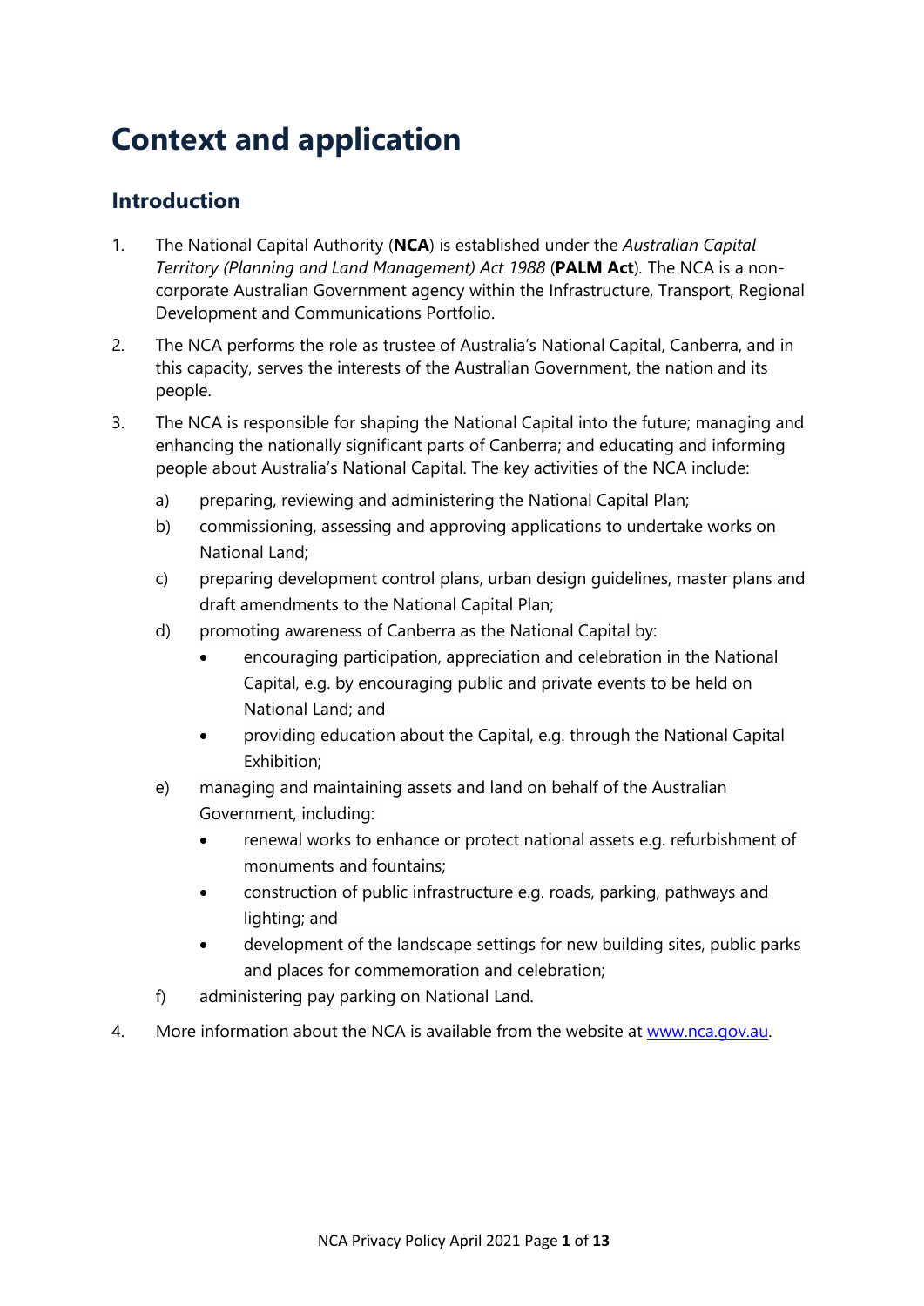# Context and application

## Introduction

1. The National Capital Authority (**NCA**) is established under the *Australian Capital Territory (Planning and Land Management) Act 1988* (**PALM Act**). The NCA is a non-corporate Australian Government agency within the Infrastructure, Transport, Regional Development and Communications Portfolio.

2. The NCA performs the role as trustee of Australia's National Capital, Canberra, and in this capacity, serves the interests of the Australian Government, the nation and its people.

3. The NCA is responsible for shaping the National Capital into the future; managing and enhancing the nationally significant parts of Canberra; and educating and informing people about Australia's National Capital. The key activities of the NCA include:

   a) preparing, reviewing and administering the National Capital Plan;

   b) commissioning, assessing and approving applications to undertake works on National Land;

   c) preparing development control plans, urban design guidelines, master plans and draft amendments to the National Capital Plan;

   d) promoting awareness of Canberra as the National Capital by:

      - encouraging participation, appreciation and celebration in the National Capital, e.g. by encouraging public and private events to be held on National Land; and
      - providing education about the Capital, e.g. through the National Capital Exhibition;

   e) managing and maintaining assets and land on behalf of the Australian Government, including:

      - renewal works to enhance or protect national assets e.g. refurbishment of monuments and fountains;
      - construction of public infrastructure e.g. roads, parking, pathways and lighting; and
      - development of the landscape settings for new building sites, public parks and places for commemoration and celebration;

   f) administering pay parking on National Land.

4. More information about the NCA is available from the website at [www.nca.gov.au](http://www.nca.gov.au).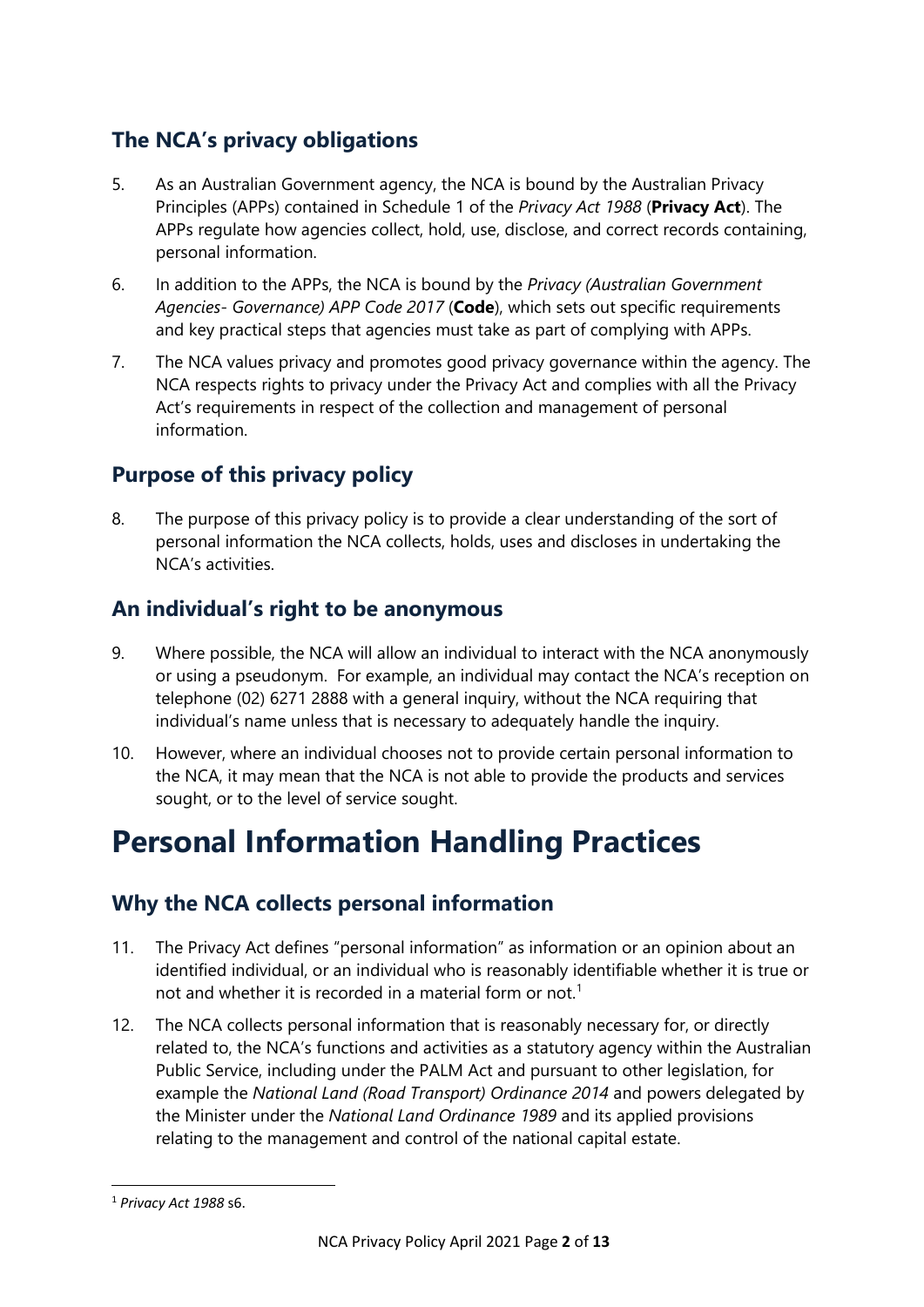## The NCA's privacy obligations

5. As an Australian Government agency, the NCA is bound by the Australian Privacy Principles (APPs) contained in Schedule 1 of the *Privacy Act 1988* (**Privacy Act**). The APPs regulate how agencies collect, hold, use, disclose, and correct records containing, personal information.

6. In addition to the APPs, the NCA is bound by the *Privacy (Australian Government Agencies- Governance) APP Code 2017* (**Code**), which sets out specific requirements and key practical steps that agencies must take as part of complying with APPs.

7. The NCA values privacy and promotes good privacy governance within the agency. The NCA respects rights to privacy under the Privacy Act and complies with all the Privacy Act's requirements in respect of the collection and management of personal information.

## Purpose of this privacy policy

8. The purpose of this privacy policy is to provide a clear understanding of the sort of personal information the NCA collects, holds, uses and discloses in undertaking the NCA's activities.

## An individual's right to be anonymous

9. Where possible, the NCA will allow an individual to interact with the NCA anonymously or using a pseudonym. For example, an individual may contact the NCA's reception on telephone (02) 6271 2888 with a general inquiry, without the NCA requiring that individual's name unless that is necessary to adequately handle the inquiry.

10. However, where an individual chooses not to provide certain personal information to the NCA, it may mean that the NCA is not able to provide the products and services sought, or to the level of service sought.

# Personal Information Handling Practices

## Why the NCA collects personal information

11. The Privacy Act defines "personal information" as information or an opinion about an identified individual, or an individual who is reasonably identifiable whether it is true or not and whether it is recorded in a material form or not.[1]

12. The NCA collects personal information that is reasonably necessary for, or directly related to, the NCA's functions and activities as a statutory agency within the Australian Public Service, including under the PALM Act and pursuant to other legislation, for example the *National Land (Road Transport) Ordinance 2014* and powers delegated by the Minister under the *National Land Ordinance 1989* and its applied provisions relating to the management and control of the national capital estate.

[1] *Privacy Act 1988* s6.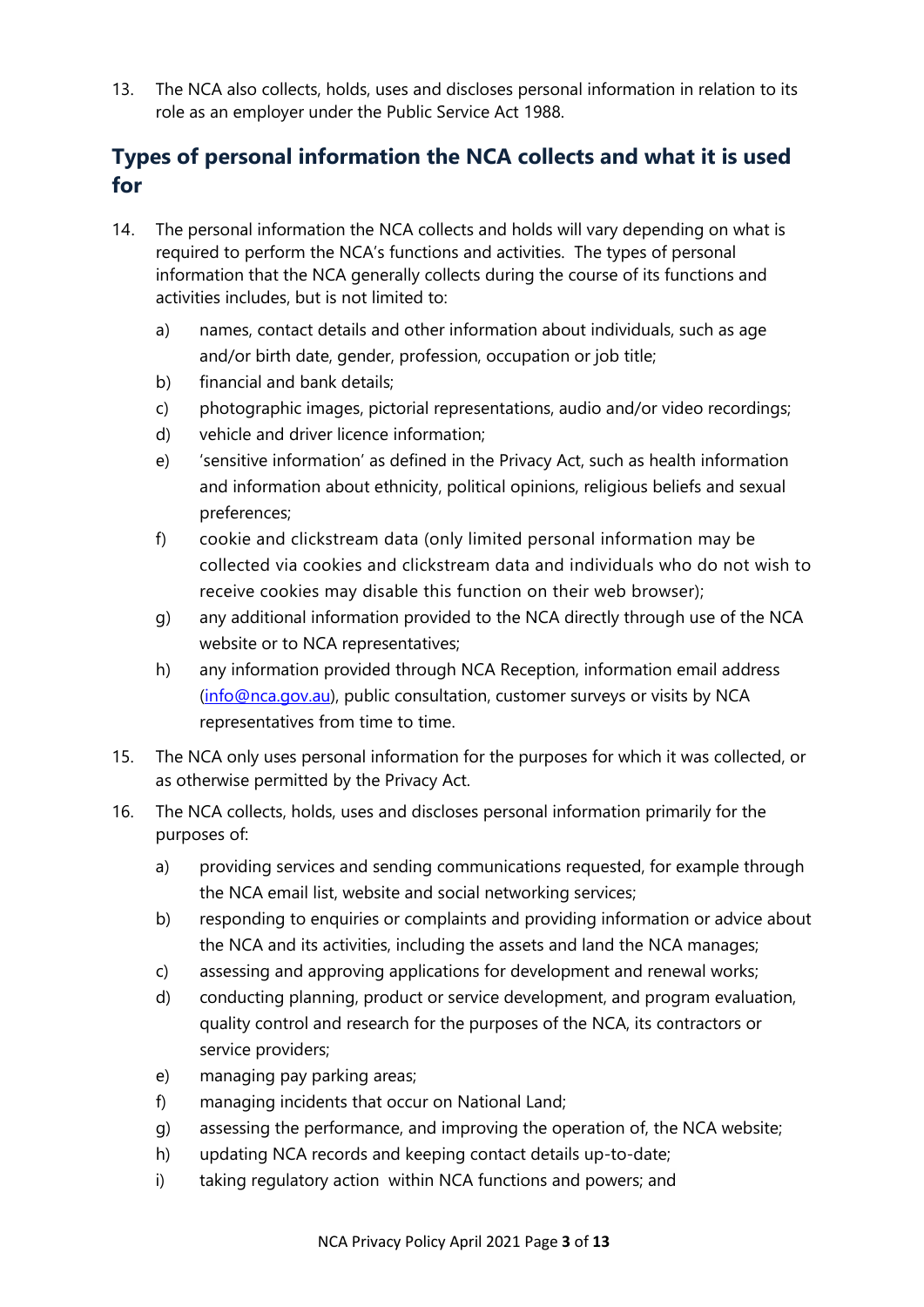13. The NCA also collects, holds, uses and discloses personal information in relation to its role as an employer under the Public Service Act 1988.

## Types of personal information the NCA collects and what it is used for

14. The personal information the NCA collects and holds will vary depending on what is required to perform the NCA's functions and activities. The types of personal information that the NCA generally collects during the course of its functions and activities includes, but is not limited to:

    a) names, contact details and other information about individuals, such as age and/or birth date, gender, profession, occupation or job title;

    b) financial and bank details;

    c) photographic images, pictorial representations, audio and/or video recordings;

    d) vehicle and driver licence information;

    e) 'sensitive information' as defined in the Privacy Act, such as health information and information about ethnicity, political opinions, religious beliefs and sexual preferences;

    f) cookie and clickstream data (only limited personal information may be collected via cookies and clickstream data and individuals who do not wish to receive cookies may disable this function on their web browser);

    g) any additional information provided to the NCA directly through use of the NCA website or to NCA representatives;

    h) any information provided through NCA Reception, information email address (info@nca.gov.au), public consultation, customer surveys or visits by NCA representatives from time to time.

15. The NCA only uses personal information for the purposes for which it was collected, or as otherwise permitted by the Privacy Act.

16. The NCA collects, holds, uses and discloses personal information primarily for the purposes of:

    a) providing services and sending communications requested, for example through the NCA email list, website and social networking services;

    b) responding to enquiries or complaints and providing information or advice about the NCA and its activities, including the assets and land the NCA manages;

    c) assessing and approving applications for development and renewal works;

    d) conducting planning, product or service development, and program evaluation, quality control and research for the purposes of the NCA, its contractors or service providers;

    e) managing pay parking areas;

    f) managing incidents that occur on National Land;

    g) assessing the performance, and improving the operation of, the NCA website;

    h) updating NCA records and keeping contact details up-to-date;

    i) taking regulatory action within NCA functions and powers; and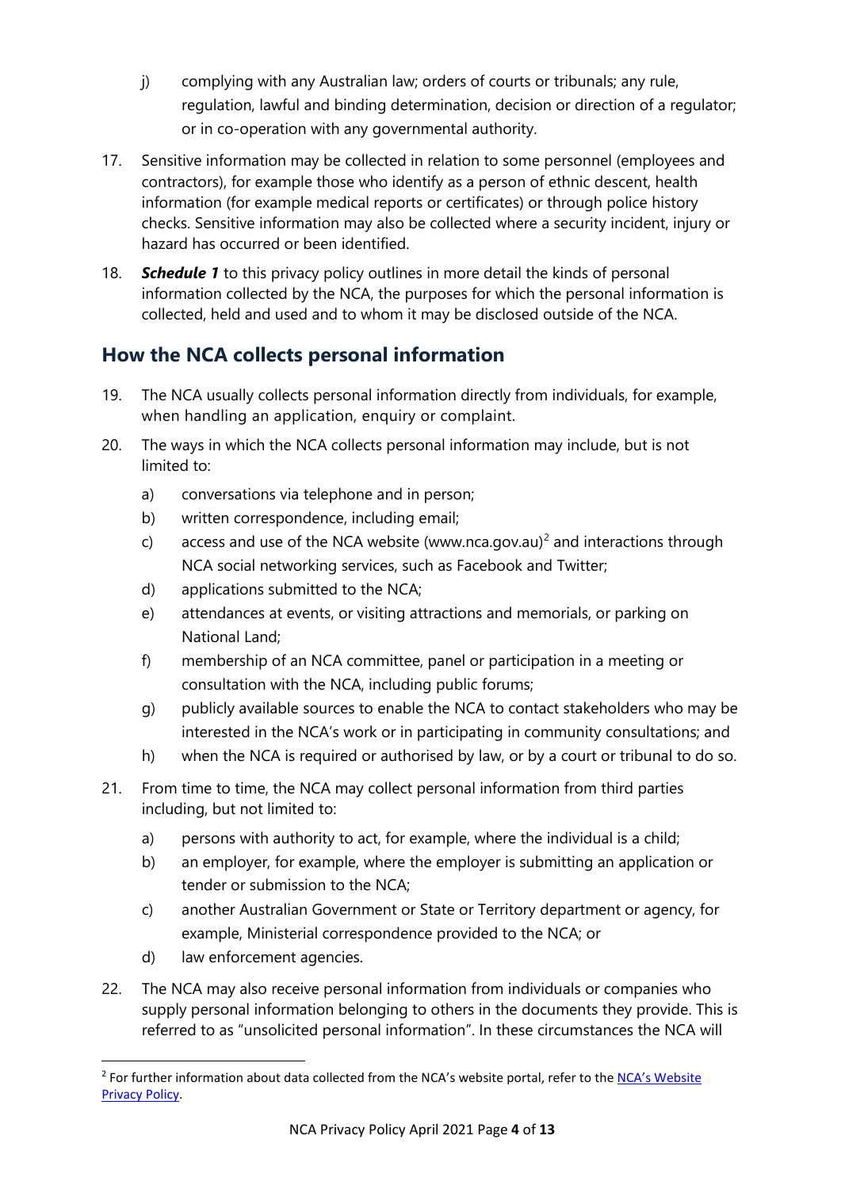j) complying with any Australian law; orders of courts or tribunals; any rule, regulation, lawful and binding determination, decision or direction of a regulator; or in co-operation with any governmental authority.

17. Sensitive information may be collected in relation to some personnel (employees and contractors), for example those who identify as a person of ethnic descent, health information (for example medical reports or certificates) or through police history checks. Sensitive information may also be collected where a security incident, injury or hazard has occurred or been identified.

18. ***Schedule 1*** to this privacy policy outlines in more detail the kinds of personal information collected by the NCA, the purposes for which the personal information is collected, held and used and to whom it may be disclosed outside of the NCA.

## How the NCA collects personal information

19. The NCA usually collects personal information directly from individuals, for example, when handling an application, enquiry or complaint.

20. The ways in which the NCA collects personal information may include, but is not limited to:

    a) conversations via telephone and in person;

    b) written correspondence, including email;

    c) access and use of the NCA website (www.nca.gov.au)[2] and interactions through NCA social networking services, such as Facebook and Twitter;

    d) applications submitted to the NCA;

    e) attendances at events, or visiting attractions and memorials, or parking on National Land;

    f) membership of an NCA committee, panel or participation in a meeting or consultation with the NCA, including public forums;

    g) publicly available sources to enable the NCA to contact stakeholders who may be interested in the NCA's work or in participating in community consultations; and

    h) when the NCA is required or authorised by law, or by a court or tribunal to do so.

21. From time to time, the NCA may collect personal information from third parties including, but not limited to:

    a) persons with authority to act, for example, where the individual is a child;

    b) an employer, for example, where the employer is submitting an application or tender or submission to the NCA;

    c) another Australian Government or State or Territory department or agency, for example, Ministerial correspondence provided to the NCA; or

    d) law enforcement agencies.

22. The NCA may also receive personal information from individuals or companies who supply personal information belonging to others in the documents they provide. This is referred to as "unsolicited personal information". In these circumstances the NCA will

[2] For further information about data collected from the NCA's website portal, refer to the [NCA's Website Privacy Policy](NCA's Website Privacy Policy).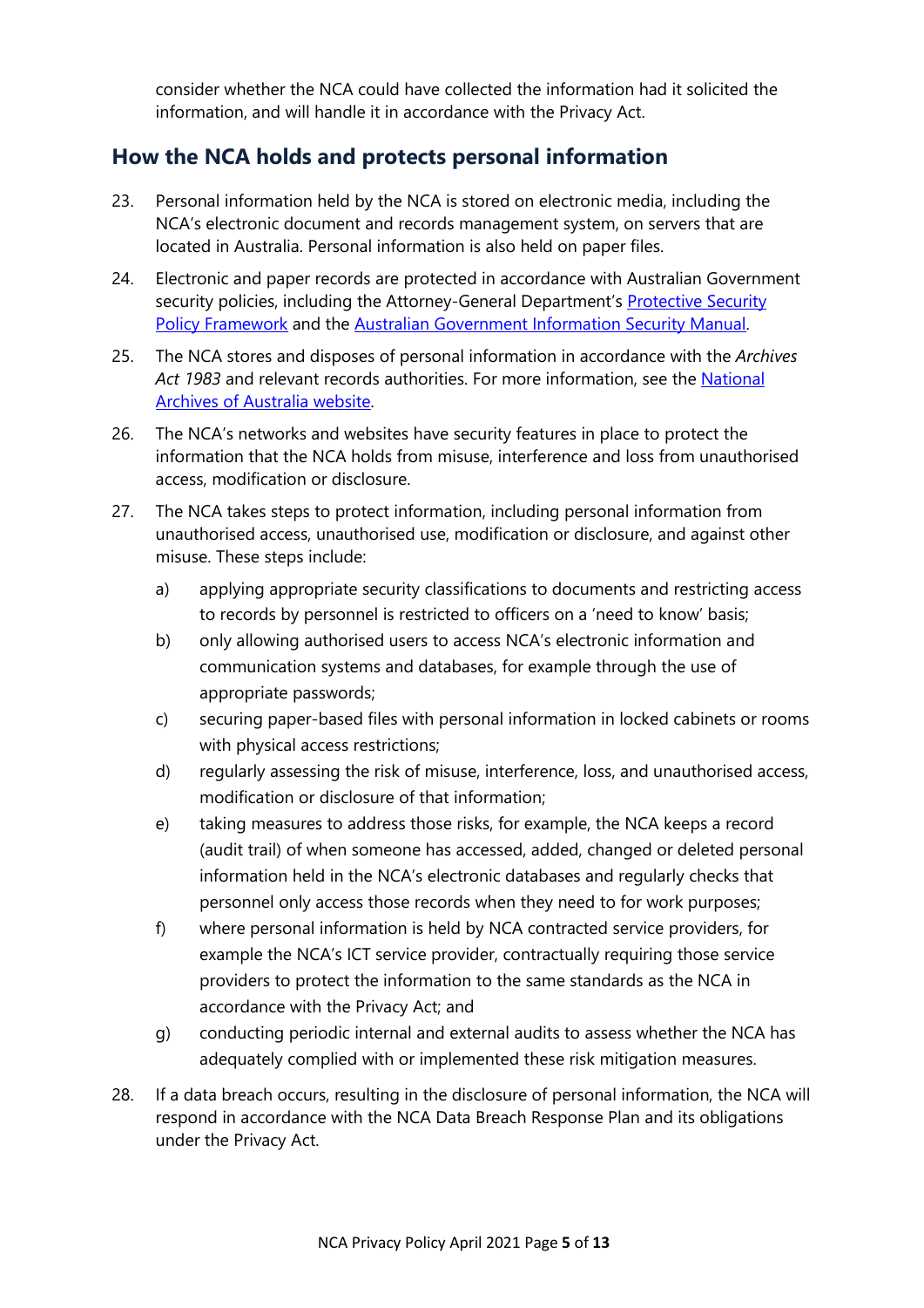consider whether the NCA could have collected the information had it solicited the information, and will handle it in accordance with the Privacy Act.

## How the NCA holds and protects personal information

23. Personal information held by the NCA is stored on electronic media, including the NCA's electronic document and records management system, on servers that are located in Australia. Personal information is also held on paper files.

24. Electronic and paper records are protected in accordance with Australian Government security policies, including the Attorney-General Department's [Protective Security Policy Framework]() and the [Australian Government Information Security Manual]().

25. The NCA stores and disposes of personal information in accordance with the *Archives Act 1983* and relevant records authorities. For more information, see the [National Archives of Australia website]().

26. The NCA's networks and websites have security features in place to protect the information that the NCA holds from misuse, interference and loss from unauthorised access, modification or disclosure.

27. The NCA takes steps to protect information, including personal information from unauthorised access, unauthorised use, modification or disclosure, and against other misuse. These steps include:

    a) applying appropriate security classifications to documents and restricting access to records by personnel is restricted to officers on a 'need to know' basis;

    b) only allowing authorised users to access NCA's electronic information and communication systems and databases, for example through the use of appropriate passwords;

    c) securing paper-based files with personal information in locked cabinets or rooms with physical access restrictions;

    d) regularly assessing the risk of misuse, interference, loss, and unauthorised access, modification or disclosure of that information;

    e) taking measures to address those risks, for example, the NCA keeps a record (audit trail) of when someone has accessed, added, changed or deleted personal information held in the NCA's electronic databases and regularly checks that personnel only access those records when they need to for work purposes;

    f) where personal information is held by NCA contracted service providers, for example the NCA's ICT service provider, contractually requiring those service providers to protect the information to the same standards as the NCA in accordance with the Privacy Act; and

    g) conducting periodic internal and external audits to assess whether the NCA has adequately complied with or implemented these risk mitigation measures.

28. If a data breach occurs, resulting in the disclosure of personal information, the NCA will respond in accordance with the NCA Data Breach Response Plan and its obligations under the Privacy Act.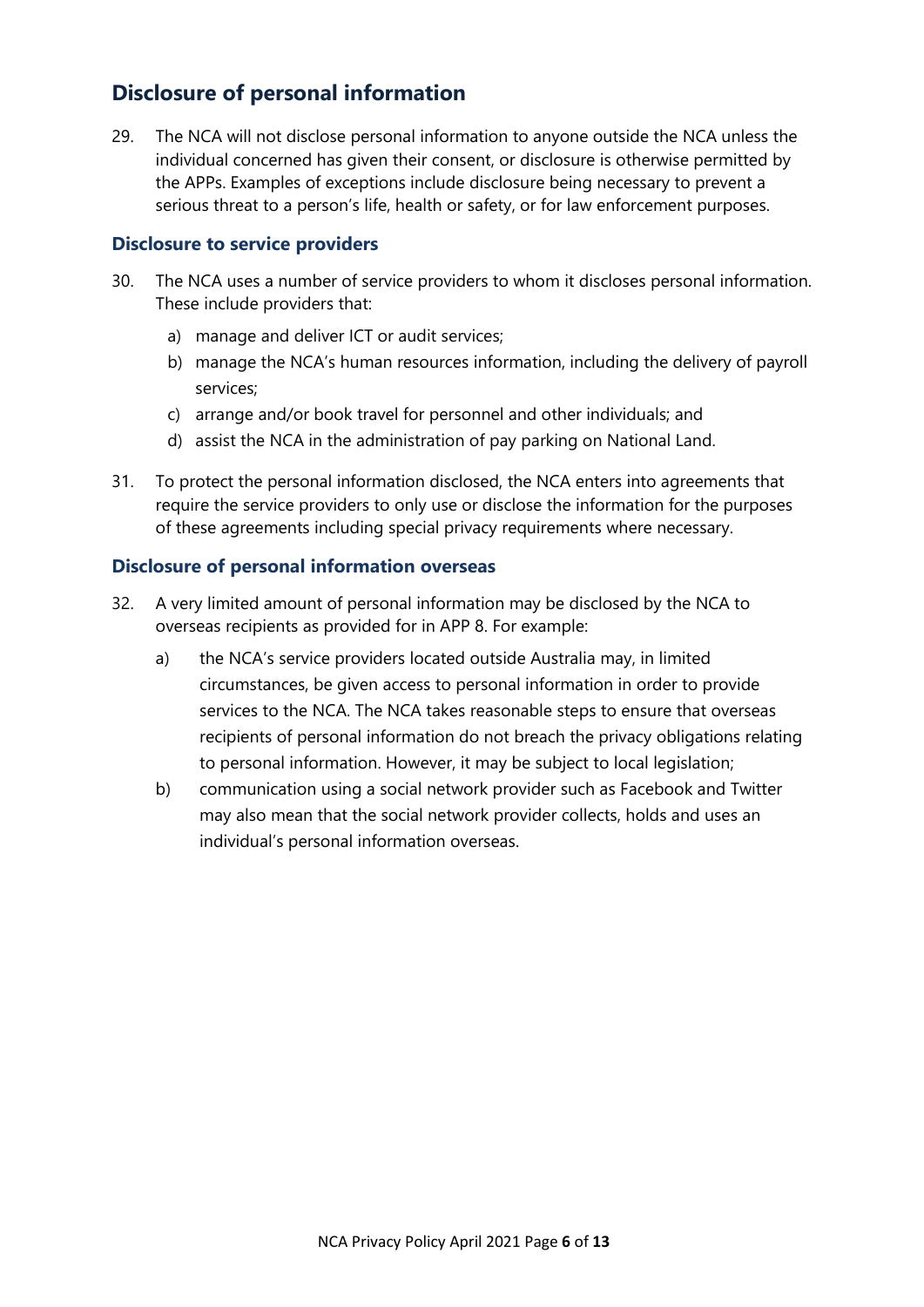## Disclosure of personal information

29. The NCA will not disclose personal information to anyone outside the NCA unless the individual concerned has given their consent, or disclosure is otherwise permitted by the APPs. Examples of exceptions include disclosure being necessary to prevent a serious threat to a person's life, health or safety, or for law enforcement purposes.

### Disclosure to service providers

30. The NCA uses a number of service providers to whom it discloses personal information. These include providers that:
    a) manage and deliver ICT or audit services;
    b) manage the NCA's human resources information, including the delivery of payroll services;
    c) arrange and/or book travel for personnel and other individuals; and
    d) assist the NCA in the administration of pay parking on National Land.

31. To protect the personal information disclosed, the NCA enters into agreements that require the service providers to only use or disclose the information for the purposes of these agreements including special privacy requirements where necessary.

### Disclosure of personal information overseas

32. A very limited amount of personal information may be disclosed by the NCA to overseas recipients as provided for in APP 8. For example:
    a) the NCA's service providers located outside Australia may, in limited circumstances, be given access to personal information in order to provide services to the NCA. The NCA takes reasonable steps to ensure that overseas recipients of personal information do not breach the privacy obligations relating to personal information. However, it may be subject to local legislation;
    b) communication using a social network provider such as Facebook and Twitter may also mean that the social network provider collects, holds and uses an individual's personal information overseas.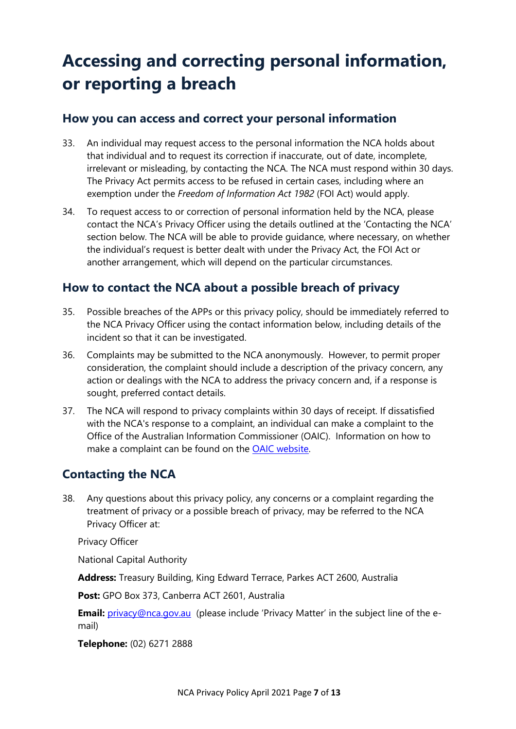# Accessing and correcting personal information, or reporting a breach

## How you can access and correct your personal information

33. An individual may request access to the personal information the NCA holds about that individual and to request its correction if inaccurate, out of date, incomplete, irrelevant or misleading, by contacting the NCA. The NCA must respond within 30 days. The Privacy Act permits access to be refused in certain cases, including where an exemption under the *Freedom of Information Act 1982* (FOI Act) would apply.

34. To request access to or correction of personal information held by the NCA, please contact the NCA's Privacy Officer using the details outlined at the 'Contacting the NCA' section below. The NCA will be able to provide guidance, where necessary, on whether the individual's request is better dealt with under the Privacy Act, the FOI Act or another arrangement, which will depend on the particular circumstances.

## How to contact the NCA about a possible breach of privacy

35. Possible breaches of the APPs or this privacy policy, should be immediately referred to the NCA Privacy Officer using the contact information below, including details of the incident so that it can be investigated.

36. Complaints may be submitted to the NCA anonymously. However, to permit proper consideration, the complaint should include a description of the privacy concern, any action or dealings with the NCA to address the privacy concern and, if a response is sought, preferred contact details.

37. The NCA will respond to privacy complaints within 30 days of receipt. If dissatisfied with the NCA's response to a complaint, an individual can make a complaint to the Office of the Australian Information Commissioner (OAIC). Information on how to make a complaint can be found on the [OAIC website](OAIC website).

## Contacting the NCA

38. Any questions about this privacy policy, any concerns or a complaint regarding the treatment of privacy or a possible breach of privacy, may be referred to the NCA Privacy Officer at:

Privacy Officer

National Capital Authority

**Address:** Treasury Building, King Edward Terrace, Parkes ACT 2600, Australia

**Post:** GPO Box 373, Canberra ACT 2601, Australia

**Email:** privacy@nca.gov.au (please include 'Privacy Matter' in the subject line of the e-mail)

**Telephone:** (02) 6271 2888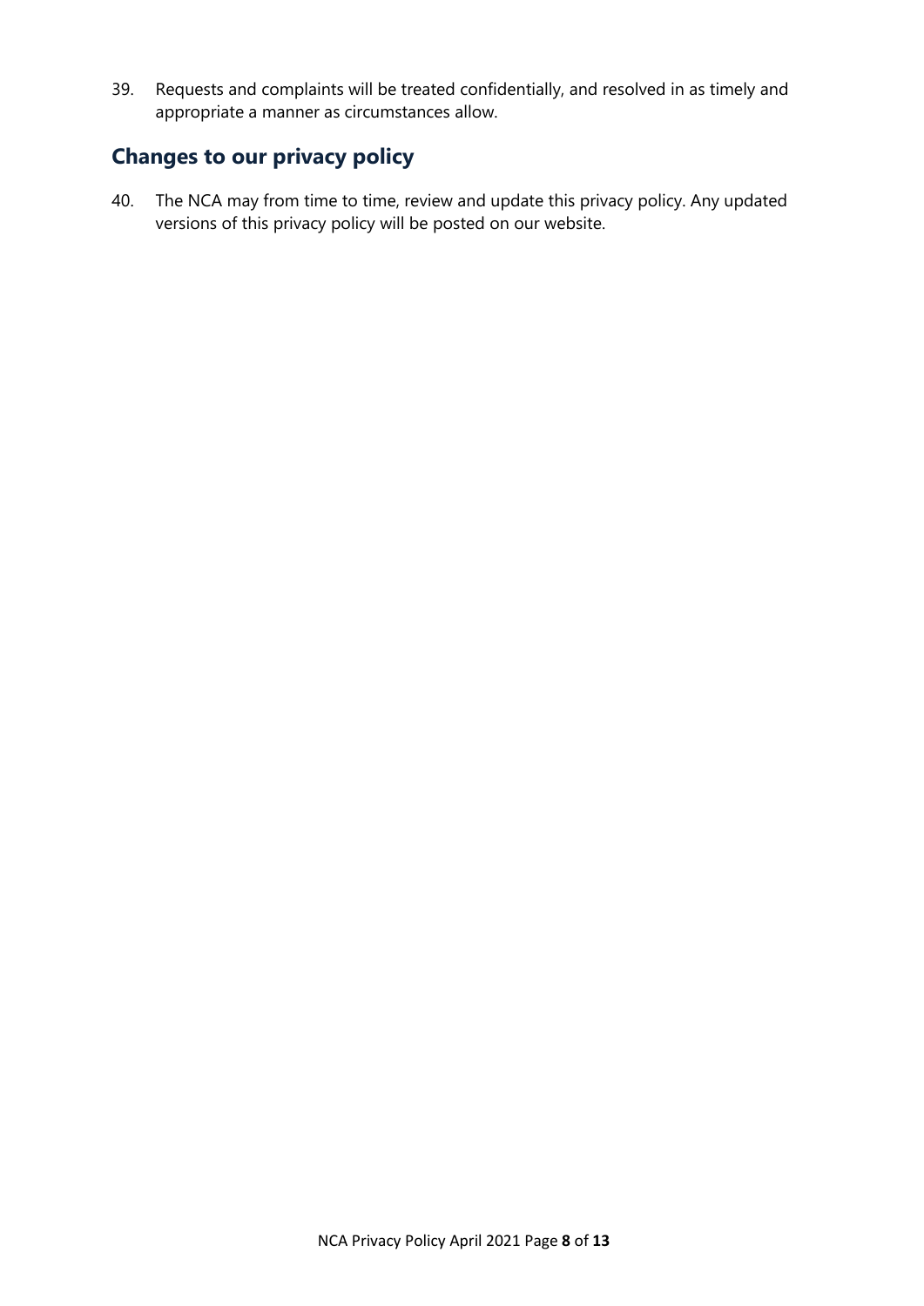39. Requests and complaints will be treated confidentially, and resolved in as timely and appropriate a manner as circumstances allow.

## Changes to our privacy policy

40. The NCA may from time to time, review and update this privacy policy. Any updated versions of this privacy policy will be posted on our website.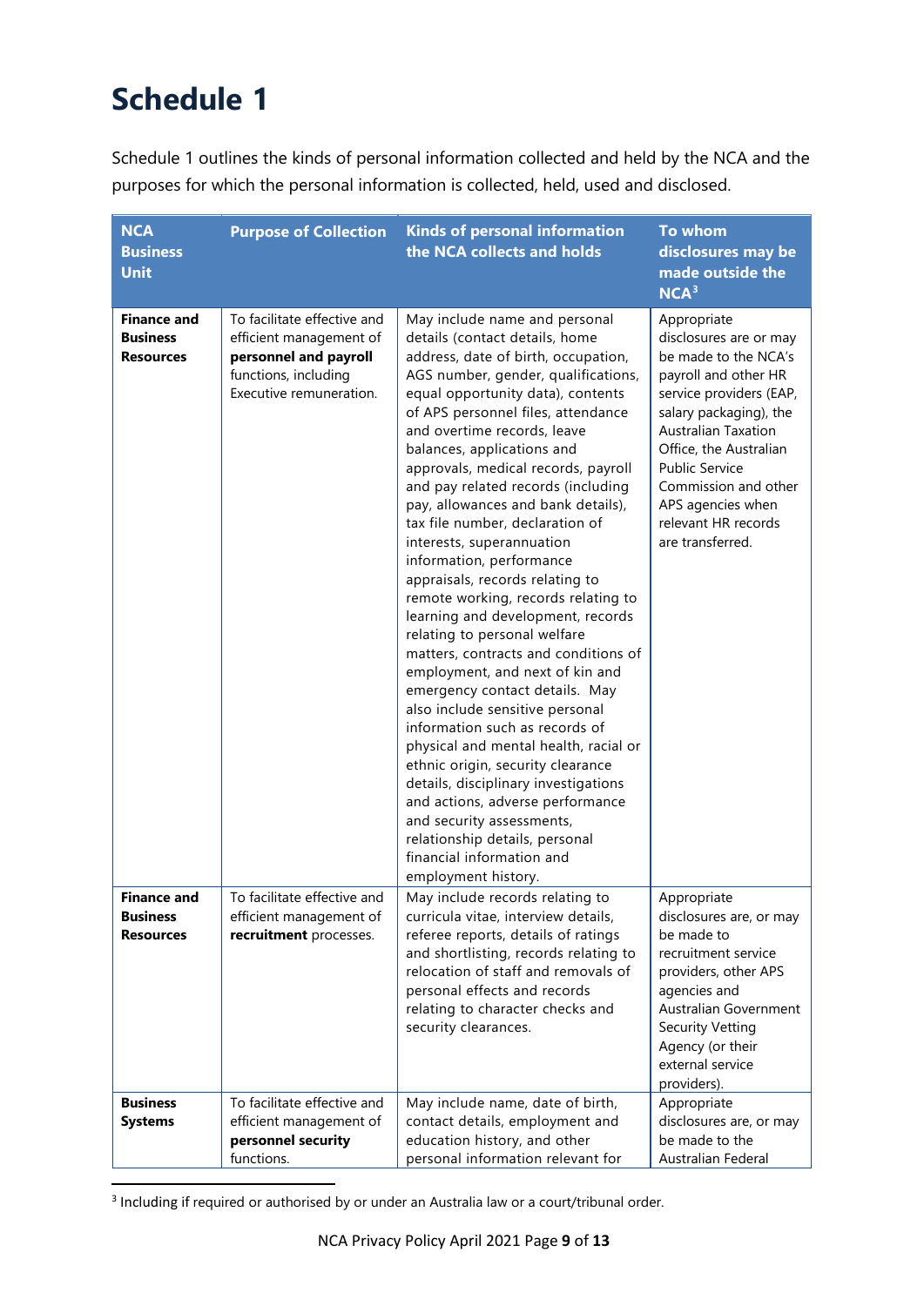# Schedule 1

Schedule 1 outlines the kinds of personal information collected and held by the NCA and the purposes for which the personal information is collected, held, used and disclosed.

| NCA Business Unit | Purpose of Collection | Kinds of personal information the NCA collects and holds | To whom disclosures may be made outside the NCA[3] |
|---|---|---|---|
| **Finance and Business Resources** | To facilitate effective and efficient management of **personnel and payroll** functions, including Executive remuneration. | May include name and personal details (contact details, home address, date of birth, occupation, AGS number, gender, qualifications, equal opportunity data), contents of APS personnel files, attendance and overtime records, leave balances, applications and approvals, medical records, payroll and pay related records (including pay, allowances and bank details), tax file number, declaration of interests, superannuation information, performance appraisals, records relating to remote working, records relating to learning and development, records relating to personal welfare matters, contracts and conditions of employment, and next of kin and emergency contact details. May also include sensitive personal information such as records of physical and mental health, racial or ethnic origin, security clearance details, disciplinary investigations and actions, adverse performance and security assessments, relationship details, personal financial information and employment history. | Appropriate disclosures are or may be made to the NCA's payroll and other HR service providers (EAP, salary packaging), the Australian Taxation Office, the Australian Public Service Commission and other APS agencies when relevant HR records are transferred. |
| **Finance and Business Resources** | To facilitate effective and efficient management of **recruitment** processes. | May include records relating to curricula vitae, interview details, referee reports, details of ratings and shortlisting, records relating to relocation of staff and removals of personal effects and records relating to character checks and security clearances. | Appropriate disclosures are, or may be made to recruitment service providers, other APS agencies and Australian Government Security Vetting Agency (or their external service providers). |
| **Business Systems** | To facilitate effective and efficient management of **personnel security** functions. | May include name, date of birth, contact details, employment and education history, and other personal information relevant for | Appropriate disclosures are, or may be made to the Australian Federal |

[3] Including if required or authorised by or under an Australia law or a court/tribunal order.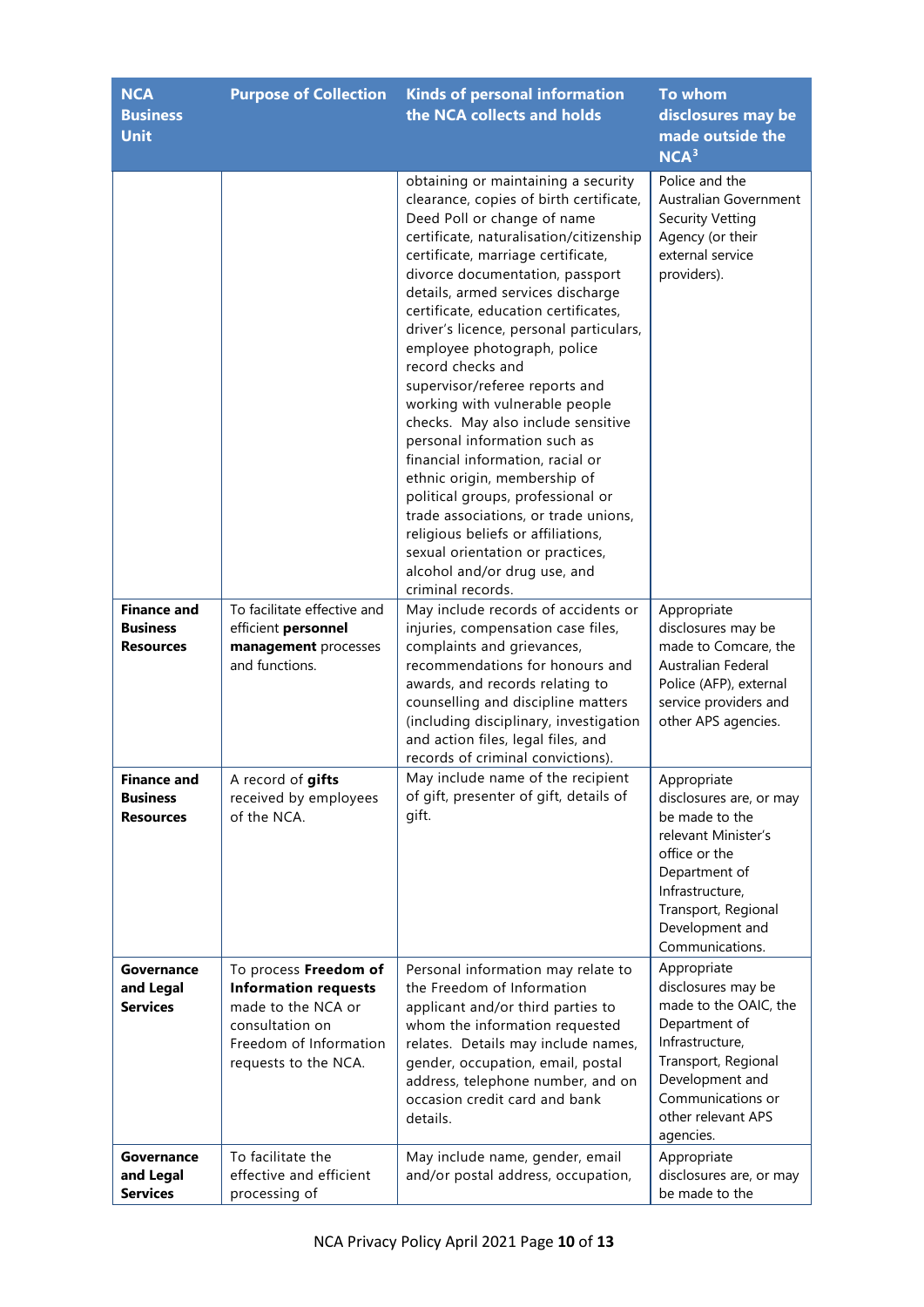| NCA Business Unit | Purpose of Collection | Kinds of personal information the NCA collects and holds | To whom disclosures may be made outside the NCA[3] |
|---|---|---|---|
| | | obtaining or maintaining a security clearance, copies of birth certificate, Deed Poll or change of name certificate, naturalisation/citizenship certificate, marriage certificate, divorce documentation, passport details, armed services discharge certificate, education certificates, driver's licence, personal particulars, employee photograph, police record checks and supervisor/referee reports and working with vulnerable people checks. May also include sensitive personal information such as financial information, racial or ethnic origin, membership of political groups, professional or trade associations, or trade unions, religious beliefs or affiliations, sexual orientation or practices, alcohol and/or drug use, and criminal records. | Police and the Australian Government Security Vetting Agency (or their external service providers). |
| **Finance and Business Resources** | To facilitate effective and efficient **personnel management** processes and functions. | May include records of accidents or injuries, compensation case files, complaints and grievances, recommendations for honours and awards, and records relating to counselling and discipline matters (including disciplinary, investigation and action files, legal files, and records of criminal convictions). | Appropriate disclosures may be made to Comcare, the Australian Federal Police (AFP), external service providers and other APS agencies. |
| **Finance and Business Resources** | A record of **gifts** received by employees of the NCA. | May include name of the recipient of gift, presenter of gift, details of gift. | Appropriate disclosures are, or may be made to the relevant Minister's office or the Department of Infrastructure, Transport, Regional Development and Communications. |
| **Governance and Legal Services** | To process **Freedom of Information requests** made to the NCA or consultation on Freedom of Information requests to the NCA. | Personal information may relate to the Freedom of Information applicant and/or third parties to whom the information requested relates. Details may include names, gender, occupation, email, postal address, telephone number, and on occasion credit card and bank details. | Appropriate disclosures may be made to the OAIC, the Department of Infrastructure, Transport, Regional Development and Communications or other relevant APS agencies. |
| **Governance and Legal Services** | To facilitate the effective and efficient processing of | May include name, gender, email and/or postal address, occupation, | Appropriate disclosures are, or may be made to the |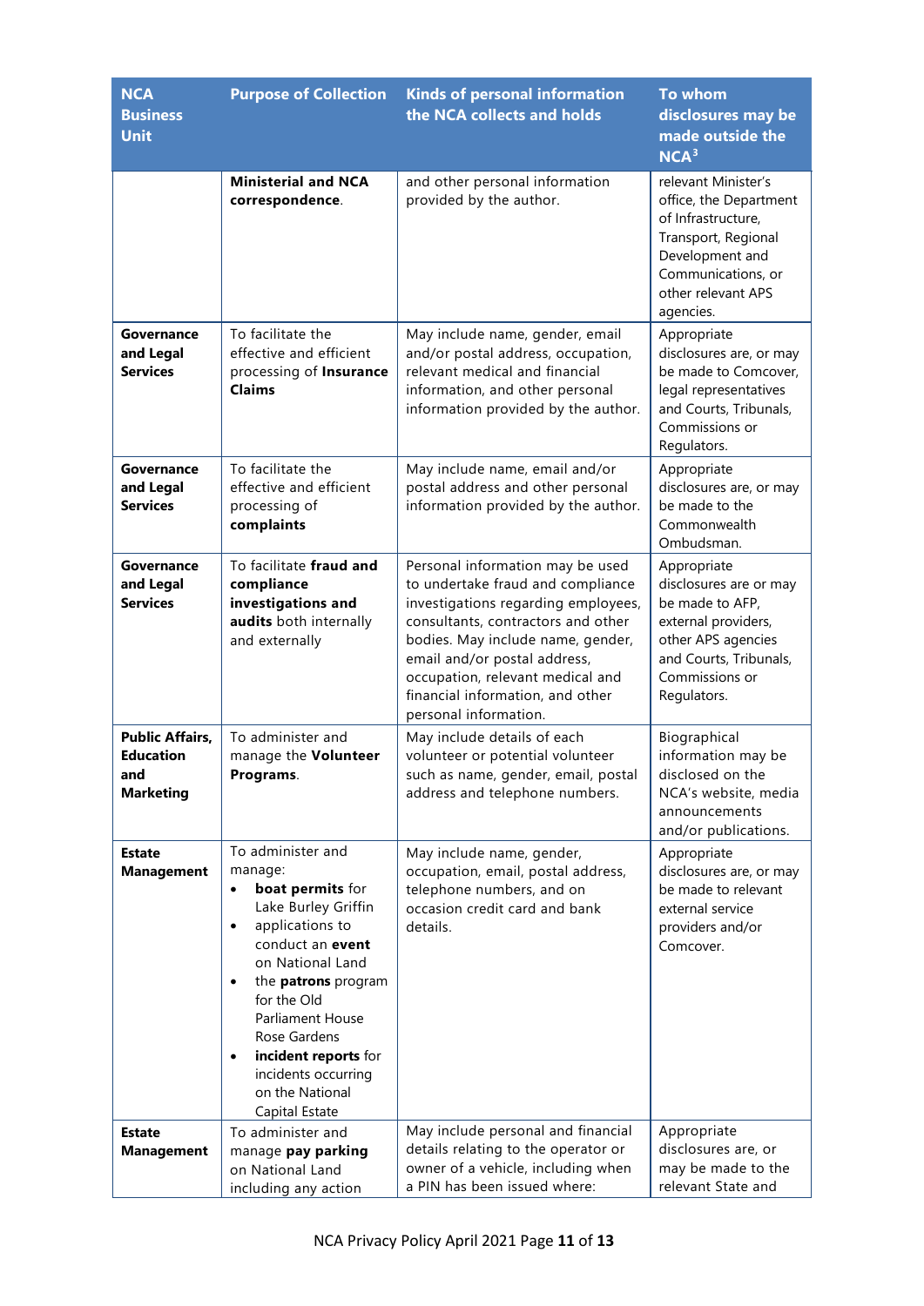| NCA Business Unit | Purpose of Collection | Kinds of personal information the NCA collects and holds | To whom disclosures may be made outside the NCA[3] |
|---|---|---|---|
| | **Ministerial and NCA correspondence**. | and other personal information provided by the author. | relevant Minister's office, the Department of Infrastructure, Transport, Regional Development and Communications, or other relevant APS agencies. |
| **Governance and Legal Services** | To facilitate the effective and efficient processing of **Insurance Claims** | May include name, gender, email and/or postal address, occupation, relevant medical and financial information, and other personal information provided by the author. | Appropriate disclosures are, or may be made to Comcover, legal representatives and Courts, Tribunals, Commissions or Regulators. |
| **Governance and Legal Services** | To facilitate the effective and efficient processing of **complaints** | May include name, email and/or postal address and other personal information provided by the author. | Appropriate disclosures are, or may be made to the Commonwealth Ombudsman. |
| **Governance and Legal Services** | To facilitate **fraud and compliance investigations and audits** both internally and externally | Personal information may be used to undertake fraud and compliance investigations regarding employees, consultants, contractors and other bodies. May include name, gender, email and/or postal address, occupation, relevant medical and financial information, and other personal information. | Appropriate disclosures are or may be made to AFP, external providers, other APS agencies and Courts, Tribunals, Commissions or Regulators. |
| **Public Affairs, Education and Marketing** | To administer and manage the **Volunteer Programs**. | May include details of each volunteer or potential volunteer such as name, gender, email, postal address and telephone numbers. | Biographical information may be disclosed on the NCA's website, media announcements and/or publications. |
| **Estate Management** | To administer and manage:<br>• **boat permits** for Lake Burley Griffin<br>• applications to conduct an **event** on National Land<br>• the **patrons** program for the Old Parliament House Rose Gardens<br>• **incident reports** for incidents occurring on the National Capital Estate | May include name, gender, occupation, email, postal address, telephone numbers, and on occasion credit card and bank details. | Appropriate disclosures are, or may be made to relevant external service providers and/or Comcover. |
| **Estate Management** | To administer and manage **pay parking** on National Land including any action | May include personal and financial details relating to the operator or owner of a vehicle, including when a PIN has been issued where: | Appropriate disclosures are, or may be made to the relevant State and |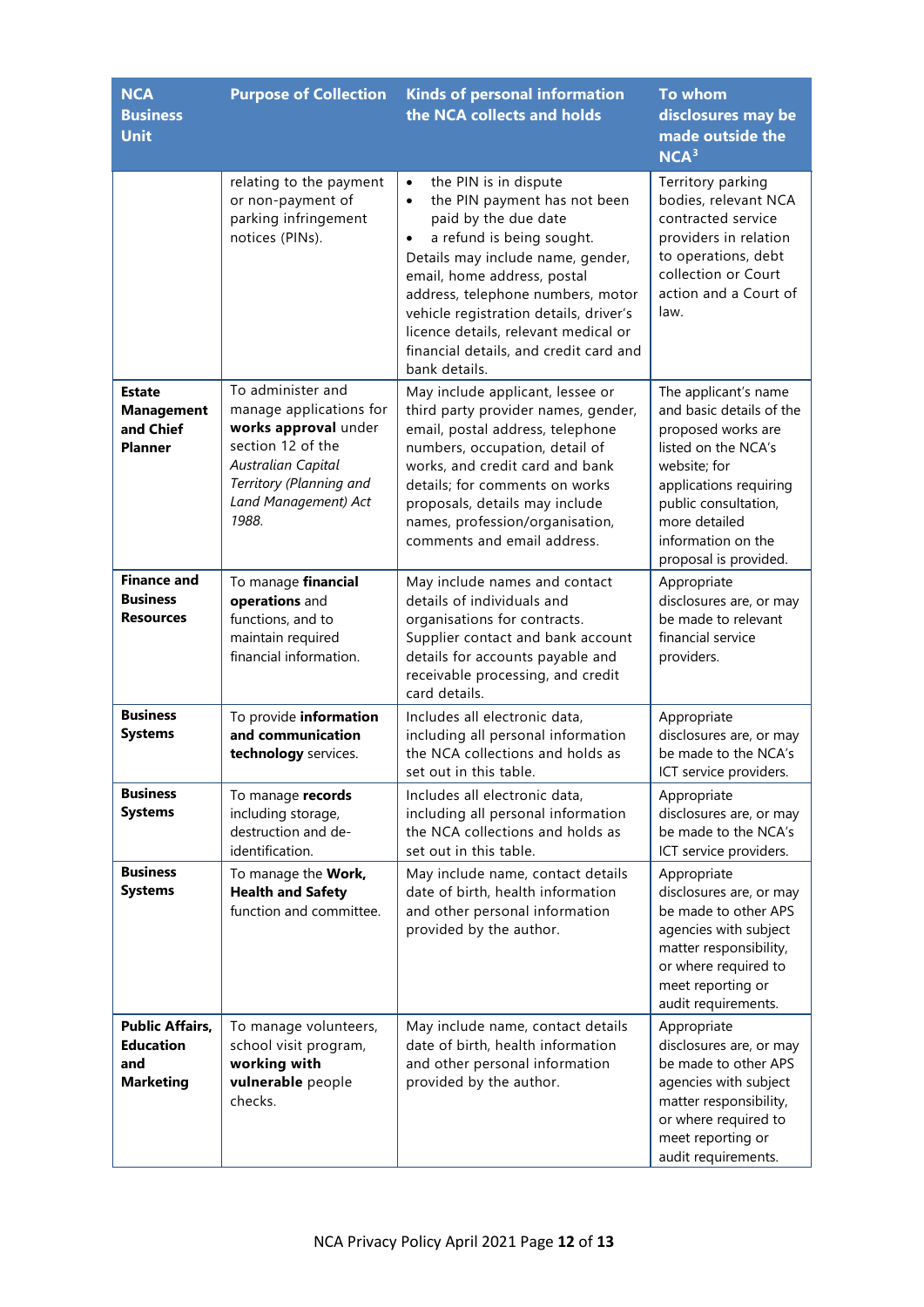| NCA Business Unit | Purpose of Collection | Kinds of personal information the NCA collects and holds | To whom disclosures may be made outside the NCA[3] |
|---|---|---|---|
| | relating to the payment or non-payment of parking infringement notices (PINs). | • the PIN is in dispute<br>• the PIN payment has not been paid by the due date<br>• a refund is being sought.<br>Details may include name, gender, email, home address, postal address, telephone numbers, motor vehicle registration details, driver's licence details, relevant medical or financial details, and credit card and bank details. | Territory parking bodies, relevant NCA contracted service providers in relation to operations, debt collection or Court action and a Court of law. |
| **Estate Management and Chief Planner** | To administer and manage applications for **works approval** under section 12 of the *Australian Capital Territory (Planning and Land Management) Act 1988.* | May include applicant, lessee or third party provider names, gender, email, postal address, telephone numbers, occupation, detail of works, and credit card and bank details; for comments on works proposals, details may include names, profession/organisation, comments and email address. | The applicant's name and basic details of the proposed works are listed on the NCA's website; for applications requiring public consultation, more detailed information on the proposal is provided. |
| **Finance and Business Resources** | To manage **financial operations** and functions, and to maintain required financial information. | May include names and contact details of individuals and organisations for contracts. Supplier contact and bank account details for accounts payable and receivable processing, and credit card details. | Appropriate disclosures are, or may be made to relevant financial service providers. |
| **Business Systems** | To provide **information and communication technology** services. | Includes all electronic data, including all personal information the NCA collections and holds as set out in this table. | Appropriate disclosures are, or may be made to the NCA's ICT service providers. |
| **Business Systems** | To manage **records** including storage, destruction and de-identification. | Includes all electronic data, including all personal information the NCA collections and holds as set out in this table. | Appropriate disclosures are, or may be made to the NCA's ICT service providers. |
| **Business Systems** | To manage the **Work, Health and Safety** function and committee. | May include name, contact details date of birth, health information and other personal information provided by the author. | Appropriate disclosures are, or may be made to other APS agencies with subject matter responsibility, or where required to meet reporting or audit requirements. |
| **Public Affairs, Education and Marketing** | To manage volunteers, school visit program, **working with vulnerable** people checks. | May include name, contact details date of birth, health information and other personal information provided by the author. | Appropriate disclosures are, or may be made to other APS agencies with subject matter responsibility, or where required to meet reporting or audit requirements. |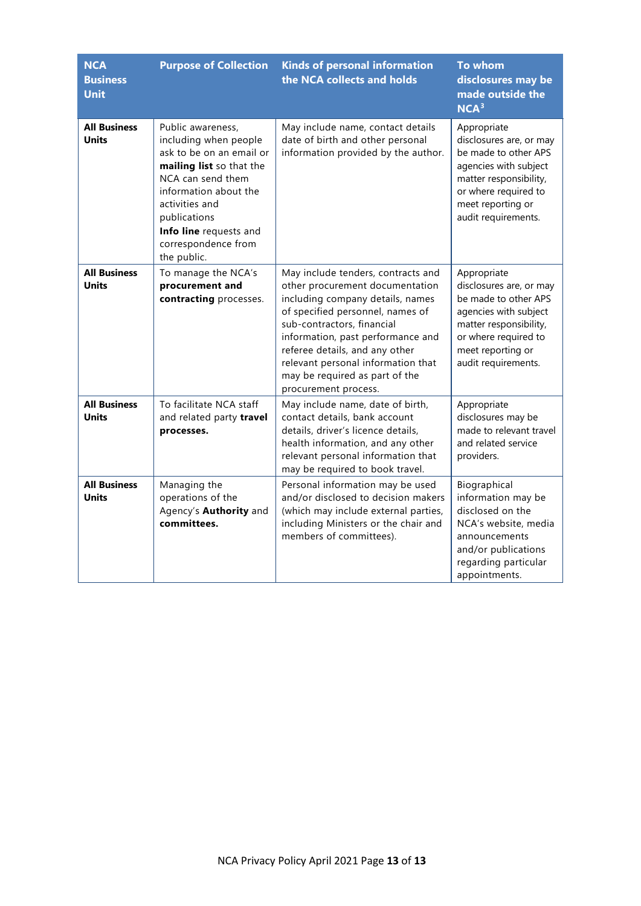| NCA Business Unit | Purpose of Collection | Kinds of personal information the NCA collects and holds | To whom disclosures may be made outside the NCA[3] |
|---|---|---|---|
| **All Business Units** | Public awareness, including when people ask to be on an email or **mailing list** so that the NCA can send them information about the activities and publications **Info line** requests and correspondence from the public. | May include name, contact details date of birth and other personal information provided by the author. | Appropriate disclosures are, or may be made to other APS agencies with subject matter responsibility, or where required to meet reporting or audit requirements. |
| **All Business Units** | To manage the NCA's **procurement and contracting** processes. | May include tenders, contracts and other procurement documentation including company details, names of specified personnel, names of sub-contractors, financial information, past performance and referee details, and any other relevant personal information that may be required as part of the procurement process. | Appropriate disclosures are, or may be made to other APS agencies with subject matter responsibility, or where required to meet reporting or audit requirements. |
| **All Business Units** | To facilitate NCA staff and related party **travel processes.** | May include name, date of birth, contact details, bank account details, driver's licence details, health information, and any other relevant personal information that may be required to book travel. | Appropriate disclosures may be made to relevant travel and related service providers. |
| **All Business Units** | Managing the operations of the Agency's **Authority** and **committees.** | Personal information may be used and/or disclosed to decision makers (which may include external parties, including Ministers or the chair and members of committees). | Biographical information may be disclosed on the NCA's website, media announcements and/or publications regarding particular appointments. |